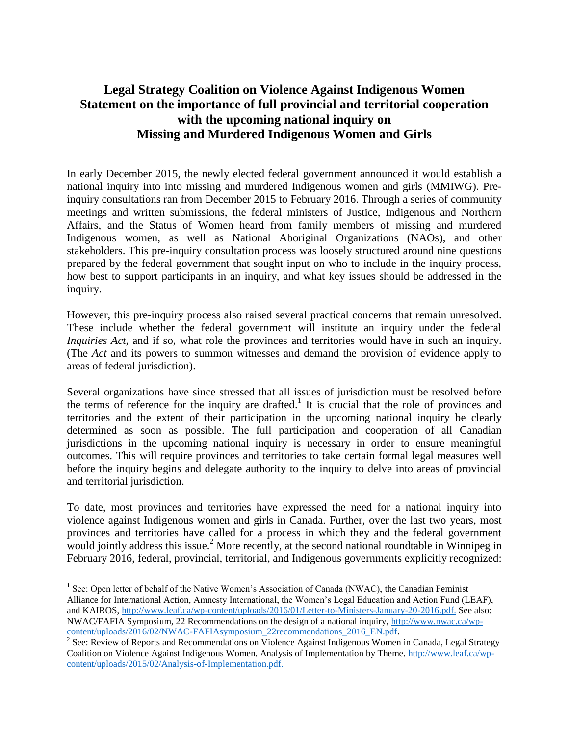# Legal Strategy Coalition on Violence Against Indigenous Women
# Statement on the importance of full provincial and territorial cooperation with the upcoming national inquiry on Missing and Murdered Indigenous Women and Girls

In early December 2015, the newly elected federal government announced it would establish a national inquiry into into missing and murdered Indigenous women and girls (MMIWG). Pre-inquiry consultations ran from December 2015 to February 2016. Through a series of community meetings and written submissions, the federal ministers of Justice, Indigenous and Northern Affairs, and the Status of Women heard from family members of missing and murdered Indigenous women, as well as National Aboriginal Organizations (NAOs), and other stakeholders. This pre-inquiry consultation process was loosely structured around nine questions prepared by the federal government that sought input on who to include in the inquiry process, how best to support participants in an inquiry, and what key issues should be addressed in the inquiry.

However, this pre-inquiry process also raised several practical concerns that remain unresolved. These include whether the federal government will institute an inquiry under the federal *Inquiries Act*, and if so, what role the provinces and territories would have in such an inquiry. (The *Act* and its powers to summon witnesses and demand the provision of evidence apply to areas of federal jurisdiction).

Several organizations have since stressed that all issues of jurisdiction must be resolved before the terms of reference for the inquiry are drafted.[1] It is crucial that the role of provinces and territories and the extent of their participation in the upcoming national inquiry be clearly determined as soon as possible. The full participation and cooperation of all Canadian jurisdictions in the upcoming national inquiry is necessary in order to ensure meaningful outcomes. This will require provinces and territories to take certain formal legal measures well before the inquiry begins and delegate authority to the inquiry to delve into areas of provincial and territorial jurisdiction.

To date, most provinces and territories have expressed the need for a national inquiry into violence against Indigenous women and girls in Canada. Further, over the last two years, most provinces and territories have called for a process in which they and the federal government would jointly address this issue.[2] More recently, at the second national roundtable in Winnipeg in February 2016, federal, provincial, territorial, and Indigenous governments explicitly recognized:

---

[1] See: Open letter of behalf of the Native Women's Association of Canada (NWAC), the Canadian Feminist Alliance for International Action, Amnesty International, the Women's Legal Education and Action Fund (LEAF), and KAIROS, http://www.leaf.ca/wp-content/uploads/2016/01/Letter-to-Ministers-January-20-2016.pdf. See also: NWAC/FAFIA Symposium, 22 Recommendations on the design of a national inquiry, http://www.nwac.ca/wp-content/uploads/2016/02/NWAC-FAFIAsymposium_22recommendations_2016_EN.pdf.

[2] See: Review of Reports and Recommendations on Violence Against Indigenous Women in Canada, Legal Strategy Coalition on Violence Against Indigenous Women, Analysis of Implementation by Theme, http://www.leaf.ca/wp-content/uploads/2015/02/Analysis-of-Implementation.pdf.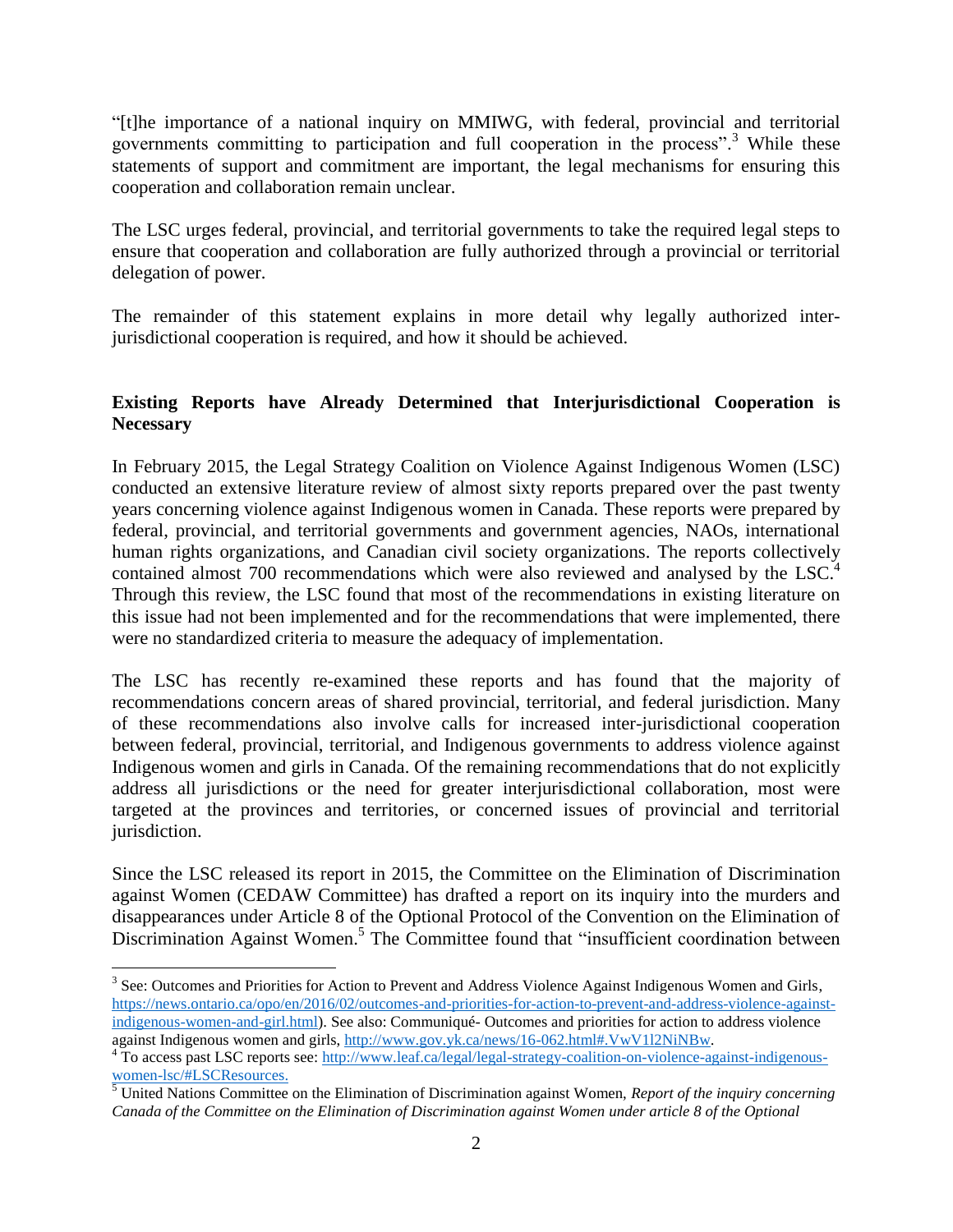"[t]he importance of a national inquiry on MMIWG, with federal, provincial and territorial governments committing to participation and full cooperation in the process".[3] While these statements of support and commitment are important, the legal mechanisms for ensuring this cooperation and collaboration remain unclear.

The LSC urges federal, provincial, and territorial governments to take the required legal steps to ensure that cooperation and collaboration are fully authorized through a provincial or territorial delegation of power.

The remainder of this statement explains in more detail why legally authorized inter-jurisdictional cooperation is required, and how it should be achieved.

**Existing Reports have Already Determined that Interjurisdictional Cooperation is Necessary**

In February 2015, the Legal Strategy Coalition on Violence Against Indigenous Women (LSC) conducted an extensive literature review of almost sixty reports prepared over the past twenty years concerning violence against Indigenous women in Canada. These reports were prepared by federal, provincial, and territorial governments and government agencies, NAOs, international human rights organizations, and Canadian civil society organizations. The reports collectively contained almost 700 recommendations which were also reviewed and analysed by the LSC.[4] Through this review, the LSC found that most of the recommendations in existing literature on this issue had not been implemented and for the recommendations that were implemented, there were no standardized criteria to measure the adequacy of implementation.

The LSC has recently re-examined these reports and has found that the majority of recommendations concern areas of shared provincial, territorial, and federal jurisdiction. Many of these recommendations also involve calls for increased inter-jurisdictional cooperation between federal, provincial, territorial, and Indigenous governments to address violence against Indigenous women and girls in Canada. Of the remaining recommendations that do not explicitly address all jurisdictions or the need for greater interjurisdictional collaboration, most were targeted at the provinces and territories, or concerned issues of provincial and territorial jurisdiction.

Since the LSC released its report in 2015, the Committee on the Elimination of Discrimination against Women (CEDAW Committee) has drafted a report on its inquiry into the murders and disappearances under Article 8 of the Optional Protocol of the Convention on the Elimination of Discrimination Against Women.[5] The Committee found that "insufficient coordination between

---

[3] See: Outcomes and Priorities for Action to Prevent and Address Violence Against Indigenous Women and Girls, https://news.ontario.ca/opo/en/2016/02/outcomes-and-priorities-for-action-to-prevent-and-address-violence-against-indigenous-women-and-girl.html). See also: Communiqué- Outcomes and priorities for action to address violence against Indigenous women and girls, http://www.gov.yk.ca/news/16-062.html#.VwV1l2NiNBw.

[4] To access past LSC reports see: http://www.leaf.ca/legal/legal-strategy-coalition-on-violence-against-indigenous-women-lsc/#LSCResources.

[5] United Nations Committee on the Elimination of Discrimination against Women, *Report of the inquiry concerning Canada of the Committee on the Elimination of Discrimination against Women under article 8 of the Optional*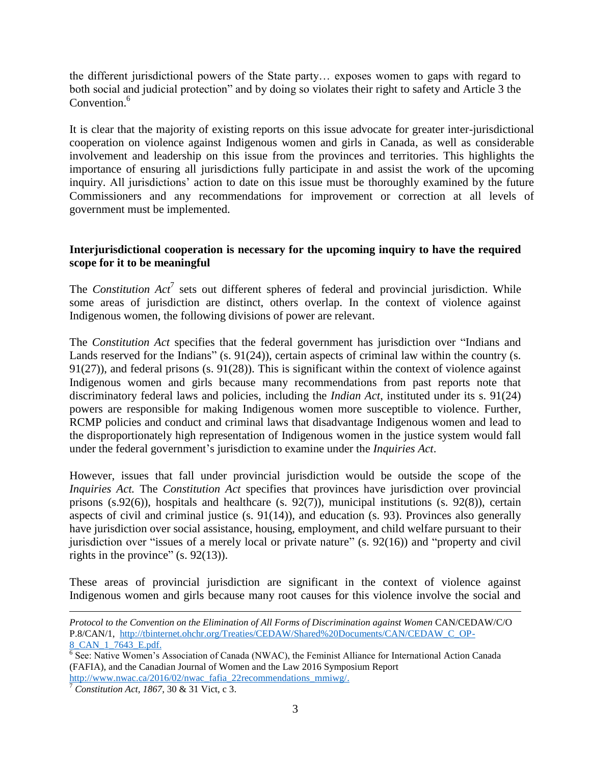the different jurisdictional powers of the State party… exposes women to gaps with regard to both social and judicial protection" and by doing so violates their right to safety and Article 3 the Convention.[6]

It is clear that the majority of existing reports on this issue advocate for greater inter-jurisdictional cooperation on violence against Indigenous women and girls in Canada, as well as considerable involvement and leadership on this issue from the provinces and territories. This highlights the importance of ensuring all jurisdictions fully participate in and assist the work of the upcoming inquiry. All jurisdictions' action to date on this issue must be thoroughly examined by the future Commissioners and any recommendations for improvement or correction at all levels of government must be implemented.

**Interjurisdictional cooperation is necessary for the upcoming inquiry to have the required scope for it to be meaningful**

The *Constitution Act*[7] sets out different spheres of federal and provincial jurisdiction. While some areas of jurisdiction are distinct, others overlap. In the context of violence against Indigenous women, the following divisions of power are relevant.

The *Constitution Act* specifies that the federal government has jurisdiction over "Indians and Lands reserved for the Indians" (s. 91(24)), certain aspects of criminal law within the country (s. 91(27)), and federal prisons (s. 91(28)). This is significant within the context of violence against Indigenous women and girls because many recommendations from past reports note that discriminatory federal laws and policies, including the *Indian Act*, instituted under its s. 91(24) powers are responsible for making Indigenous women more susceptible to violence. Further, RCMP policies and conduct and criminal laws that disadvantage Indigenous women and lead to the disproportionately high representation of Indigenous women in the justice system would fall under the federal government's jurisdiction to examine under the *Inquiries Act*.

However, issues that fall under provincial jurisdiction would be outside the scope of the *Inquiries Act.* The *Constitution Act* specifies that provinces have jurisdiction over provincial prisons (s.92(6)), hospitals and healthcare (s. 92(7)), municipal institutions (s. 92(8)), certain aspects of civil and criminal justice (s. 91(14)), and education (s. 93). Provinces also generally have jurisdiction over social assistance, housing, employment, and child welfare pursuant to their jurisdiction over "issues of a merely local or private nature" (s. 92(16)) and "property and civil rights in the province" (s. 92(13)).

These areas of provincial jurisdiction are significant in the context of violence against Indigenous women and girls because many root causes for this violence involve the social and

---

*Protocol to the Convention on the Elimination of All Forms of Discrimination against Women* CAN/CEDAW/C/OP.8/CAN/1, http://tbinternet.ohchr.org/Treaties/CEDAW/Shared%20Documents/CAN/CEDAW_C_OP-8_CAN_1_7643_E.pdf.

[6] See: Native Women's Association of Canada (NWAC), the Feminist Alliance for International Action Canada (FAFIA), and the Canadian Journal of Women and the Law 2016 Symposium Report http://www.nwac.ca/2016/02/nwac_fafia_22recommendations_mmiwg/.

[7] *Constitution Act, 1867*, 30 & 31 Vict, c 3.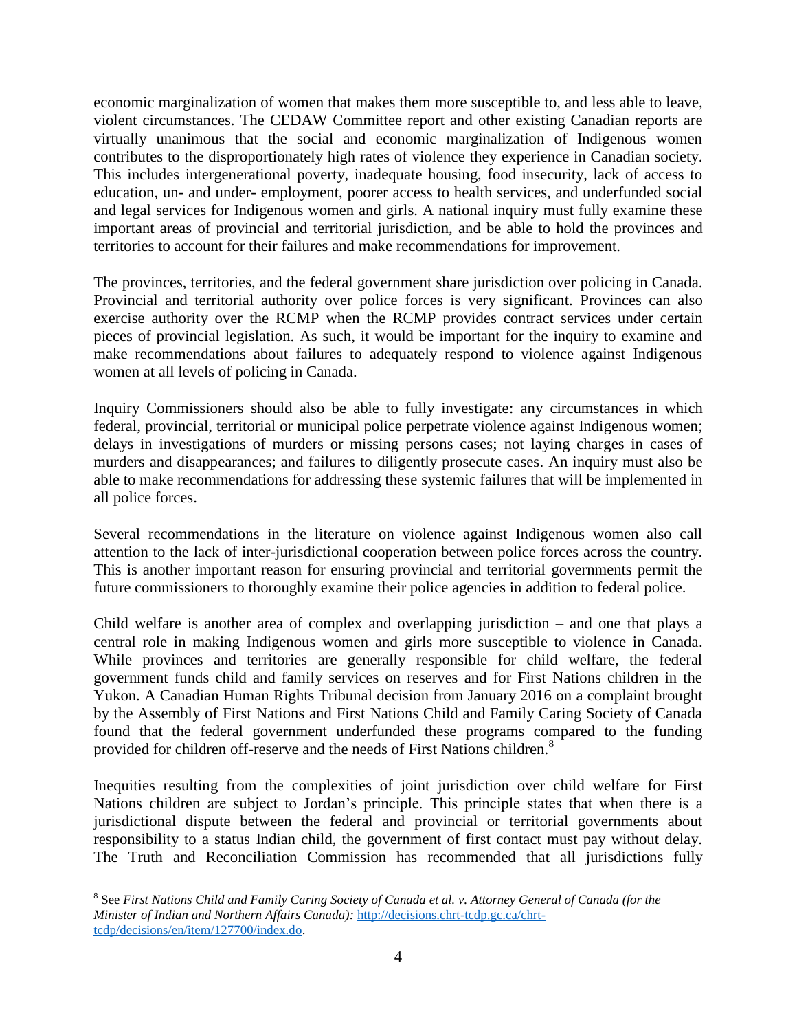economic marginalization of women that makes them more susceptible to, and less able to leave, violent circumstances. The CEDAW Committee report and other existing Canadian reports are virtually unanimous that the social and economic marginalization of Indigenous women contributes to the disproportionately high rates of violence they experience in Canadian society. This includes intergenerational poverty, inadequate housing, food insecurity, lack of access to education, un- and under- employment, poorer access to health services, and underfunded social and legal services for Indigenous women and girls. A national inquiry must fully examine these important areas of provincial and territorial jurisdiction, and be able to hold the provinces and territories to account for their failures and make recommendations for improvement.

The provinces, territories, and the federal government share jurisdiction over policing in Canada. Provincial and territorial authority over police forces is very significant. Provinces can also exercise authority over the RCMP when the RCMP provides contract services under certain pieces of provincial legislation. As such, it would be important for the inquiry to examine and make recommendations about failures to adequately respond to violence against Indigenous women at all levels of policing in Canada.

Inquiry Commissioners should also be able to fully investigate: any circumstances in which federal, provincial, territorial or municipal police perpetrate violence against Indigenous women; delays in investigations of murders or missing persons cases; not laying charges in cases of murders and disappearances; and failures to diligently prosecute cases. An inquiry must also be able to make recommendations for addressing these systemic failures that will be implemented in all police forces.

Several recommendations in the literature on violence against Indigenous women also call attention to the lack of inter-jurisdictional cooperation between police forces across the country. This is another important reason for ensuring provincial and territorial governments permit the future commissioners to thoroughly examine their police agencies in addition to federal police.

Child welfare is another area of complex and overlapping jurisdiction – and one that plays a central role in making Indigenous women and girls more susceptible to violence in Canada. While provinces and territories are generally responsible for child welfare, the federal government funds child and family services on reserves and for First Nations children in the Yukon. A Canadian Human Rights Tribunal decision from January 2016 on a complaint brought by the Assembly of First Nations and First Nations Child and Family Caring Society of Canada found that the federal government underfunded these programs compared to the funding provided for children off-reserve and the needs of First Nations children.[8]

Inequities resulting from the complexities of joint jurisdiction over child welfare for First Nations children are subject to Jordan's principle. This principle states that when there is a jurisdictional dispute between the federal and provincial or territorial governments about responsibility to a status Indian child, the government of first contact must pay without delay. The Truth and Reconciliation Commission has recommended that all jurisdictions fully

---

[8] See *First Nations Child and Family Caring Society of Canada et al. v. Attorney General of Canada (for the Minister of Indian and Northern Affairs Canada):* http://decisions.chrt-tcdp.gc.ca/chrt-tcdp/decisions/en/item/127700/index.do.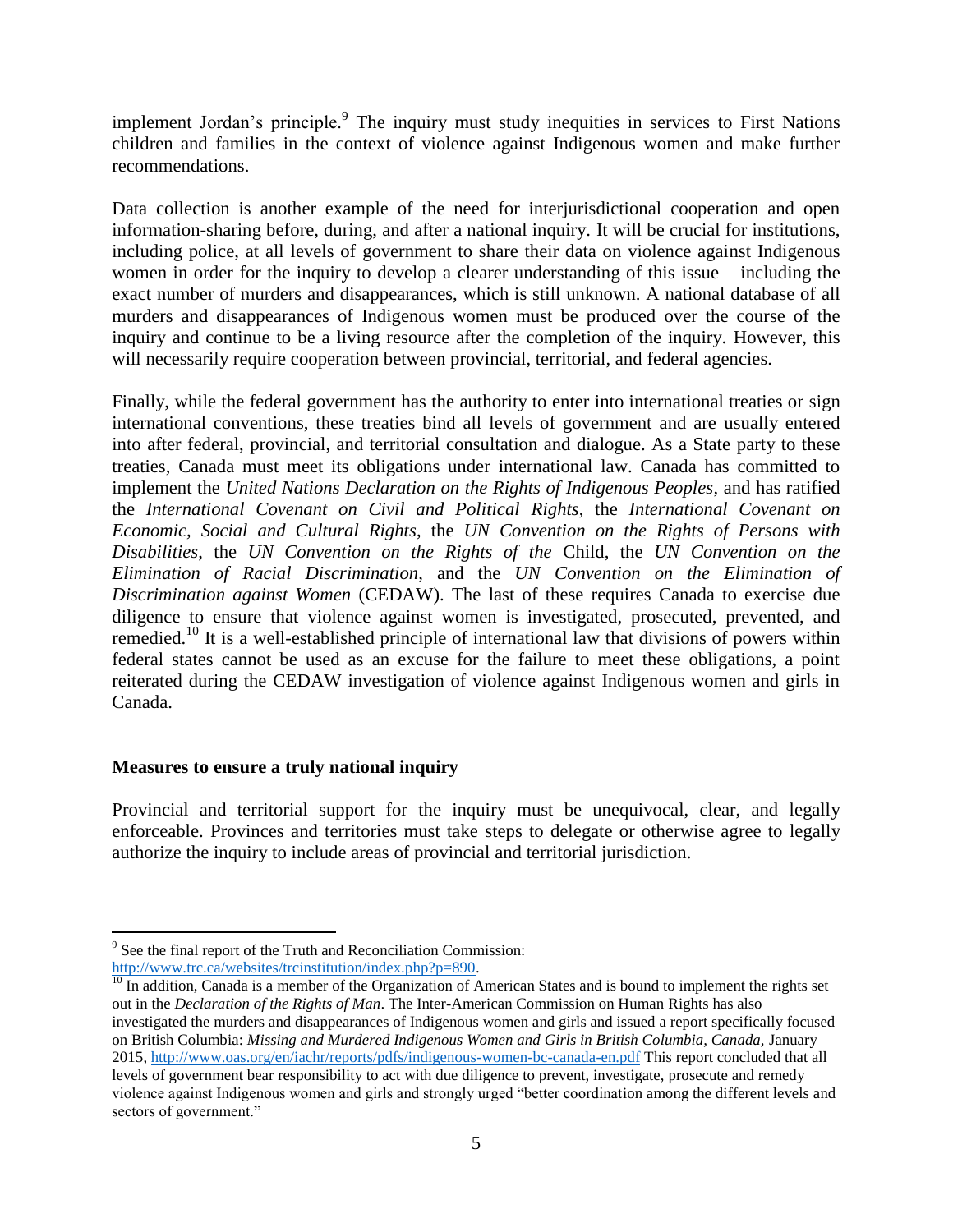implement Jordan's principle.[9] The inquiry must study inequities in services to First Nations children and families in the context of violence against Indigenous women and make further recommendations.

Data collection is another example of the need for interjurisdictional cooperation and open information-sharing before, during, and after a national inquiry. It will be crucial for institutions, including police, at all levels of government to share their data on violence against Indigenous women in order for the inquiry to develop a clearer understanding of this issue – including the exact number of murders and disappearances, which is still unknown. A national database of all murders and disappearances of Indigenous women must be produced over the course of the inquiry and continue to be a living resource after the completion of the inquiry. However, this will necessarily require cooperation between provincial, territorial, and federal agencies.

Finally, while the federal government has the authority to enter into international treaties or sign international conventions, these treaties bind all levels of government and are usually entered into after federal, provincial, and territorial consultation and dialogue. As a State party to these treaties, Canada must meet its obligations under international law. Canada has committed to implement the *United Nations Declaration on the Rights of Indigenous Peoples*, and has ratified the *International Covenant on Civil and Political Rights*, the *International Covenant on Economic, Social and Cultural Rights*, the *UN Convention on the Rights of Persons with Disabilities*, the *UN Convention on the Rights of the* Child, the *UN Convention on the Elimination of Racial Discrimination*, and the *UN Convention on the Elimination of Discrimination against Women* (CEDAW). The last of these requires Canada to exercise due diligence to ensure that violence against women is investigated, prosecuted, prevented, and remedied.[10] It is a well-established principle of international law that divisions of powers within federal states cannot be used as an excuse for the failure to meet these obligations, a point reiterated during the CEDAW investigation of violence against Indigenous women and girls in Canada.

**Measures to ensure a truly national inquiry**

Provincial and territorial support for the inquiry must be unequivocal, clear, and legally enforceable. Provinces and territories must take steps to delegate or otherwise agree to legally authorize the inquiry to include areas of provincial and territorial jurisdiction.

---

[9] See the final report of the Truth and Reconciliation Commission: http://www.trc.ca/websites/trcinstitution/index.php?p=890.

[10] In addition, Canada is a member of the Organization of American States and is bound to implement the rights set out in the *Declaration of the Rights of Man*. The Inter-American Commission on Human Rights has also investigated the murders and disappearances of Indigenous women and girls and issued a report specifically focused on British Columbia: *Missing and Murdered Indigenous Women and Girls in British Columbia, Canada*, January 2015, http://www.oas.org/en/iachr/reports/pdfs/indigenous-women-bc-canada-en.pdf This report concluded that all levels of government bear responsibility to act with due diligence to prevent, investigate, prosecute and remedy violence against Indigenous women and girls and strongly urged "better coordination among the different levels and sectors of government."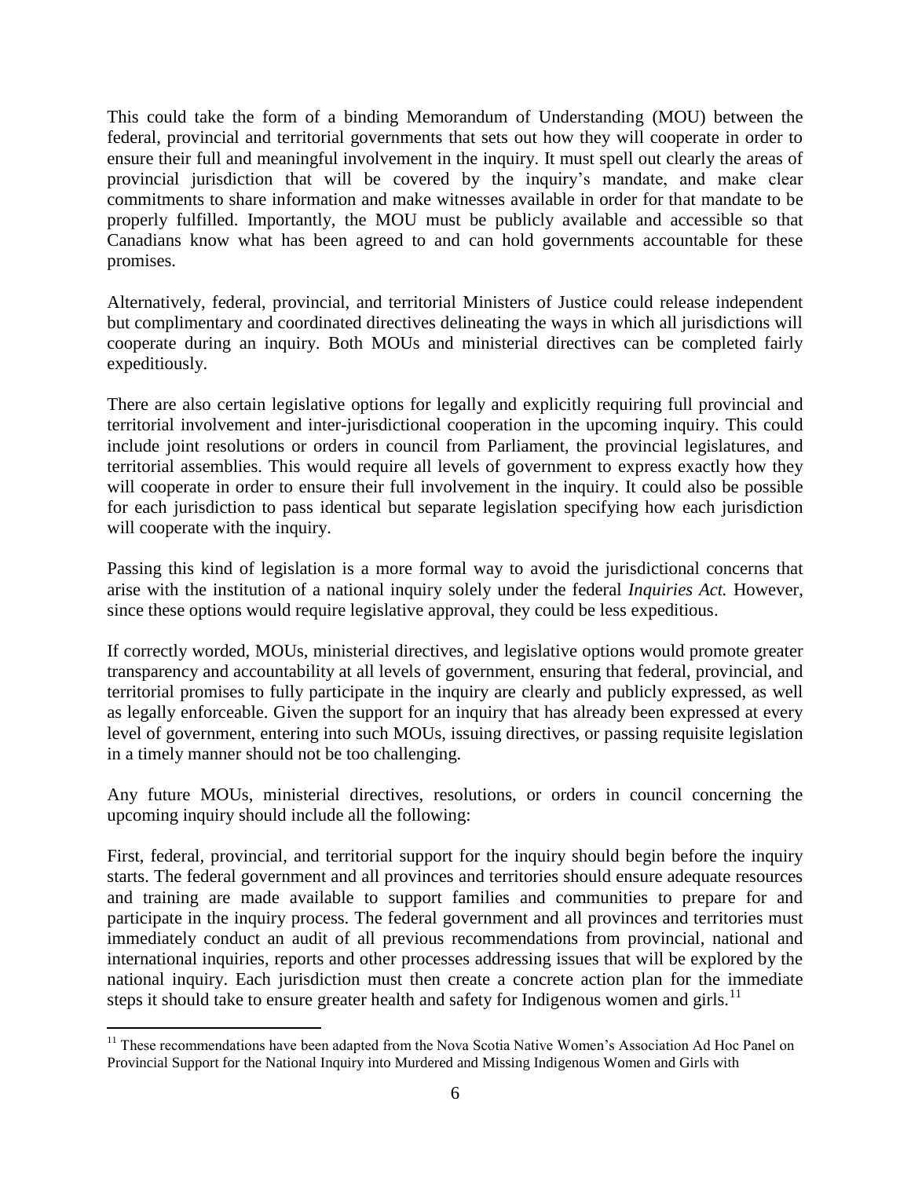This could take the form of a binding Memorandum of Understanding (MOU) between the federal, provincial and territorial governments that sets out how they will cooperate in order to ensure their full and meaningful involvement in the inquiry. It must spell out clearly the areas of provincial jurisdiction that will be covered by the inquiry's mandate, and make clear commitments to share information and make witnesses available in order for that mandate to be properly fulfilled. Importantly, the MOU must be publicly available and accessible so that Canadians know what has been agreed to and can hold governments accountable for these promises.

Alternatively, federal, provincial, and territorial Ministers of Justice could release independent but complimentary and coordinated directives delineating the ways in which all jurisdictions will cooperate during an inquiry. Both MOUs and ministerial directives can be completed fairly expeditiously.

There are also certain legislative options for legally and explicitly requiring full provincial and territorial involvement and inter-jurisdictional cooperation in the upcoming inquiry. This could include joint resolutions or orders in council from Parliament, the provincial legislatures, and territorial assemblies. This would require all levels of government to express exactly how they will cooperate in order to ensure their full involvement in the inquiry. It could also be possible for each jurisdiction to pass identical but separate legislation specifying how each jurisdiction will cooperate with the inquiry.

Passing this kind of legislation is a more formal way to avoid the jurisdictional concerns that arise with the institution of a national inquiry solely under the federal *Inquiries Act.* However, since these options would require legislative approval, they could be less expeditious.

If correctly worded, MOUs, ministerial directives, and legislative options would promote greater transparency and accountability at all levels of government, ensuring that federal, provincial, and territorial promises to fully participate in the inquiry are clearly and publicly expressed, as well as legally enforceable. Given the support for an inquiry that has already been expressed at every level of government, entering into such MOUs, issuing directives, or passing requisite legislation in a timely manner should not be too challenging.

Any future MOUs, ministerial directives, resolutions, or orders in council concerning the upcoming inquiry should include all the following:

First, federal, provincial, and territorial support for the inquiry should begin before the inquiry starts. The federal government and all provinces and territories should ensure adequate resources and training are made available to support families and communities to prepare for and participate in the inquiry process. The federal government and all provinces and territories must immediately conduct an audit of all previous recommendations from provincial, national and international inquiries, reports and other processes addressing issues that will be explored by the national inquiry. Each jurisdiction must then create a concrete action plan for the immediate steps it should take to ensure greater health and safety for Indigenous women and girls.[11]

---

[11] These recommendations have been adapted from the Nova Scotia Native Women's Association Ad Hoc Panel on Provincial Support for the National Inquiry into Murdered and Missing Indigenous Women and Girls with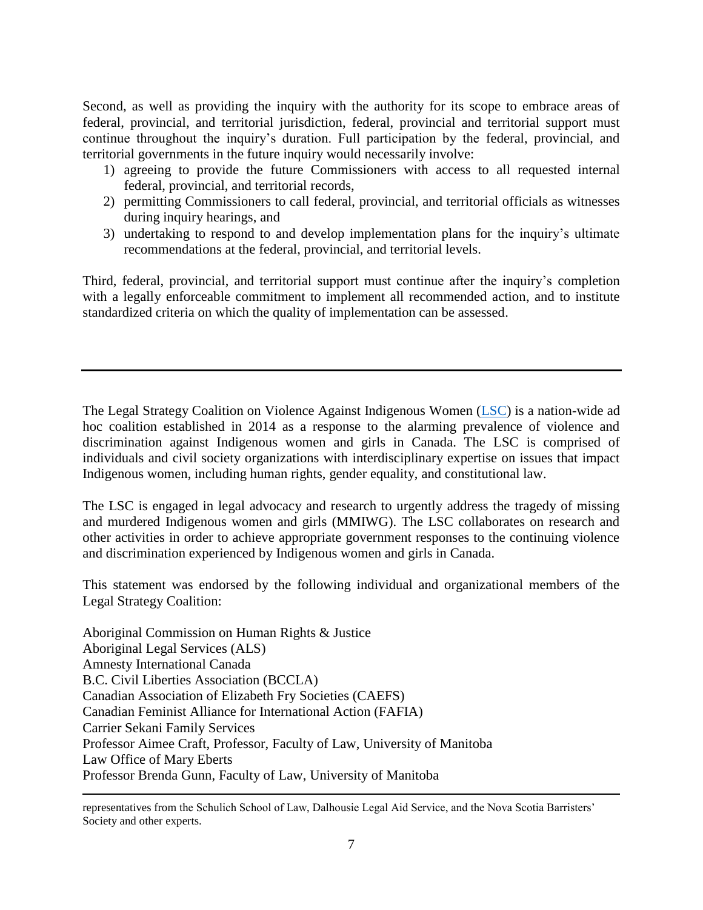Second, as well as providing the inquiry with the authority for its scope to embrace areas of federal, provincial, and territorial jurisdiction, federal, provincial and territorial support must continue throughout the inquiry's duration. Full participation by the federal, provincial, and territorial governments in the future inquiry would necessarily involve:

1) agreeing to provide the future Commissioners with access to all requested internal federal, provincial, and territorial records,
2) permitting Commissioners to call federal, provincial, and territorial officials as witnesses during inquiry hearings, and
3) undertaking to respond to and develop implementation plans for the inquiry's ultimate recommendations at the federal, provincial, and territorial levels.

Third, federal, provincial, and territorial support must continue after the inquiry's completion with a legally enforceable commitment to implement all recommended action, and to institute standardized criteria on which the quality of implementation can be assessed.

---

The Legal Strategy Coalition on Violence Against Indigenous Women (LSC) is a nation-wide ad hoc coalition established in 2014 as a response to the alarming prevalence of violence and discrimination against Indigenous women and girls in Canada. The LSC is comprised of individuals and civil society organizations with interdisciplinary expertise on issues that impact Indigenous women, including human rights, gender equality, and constitutional law.

The LSC is engaged in legal advocacy and research to urgently address the tragedy of missing and murdered Indigenous women and girls (MMIWG). The LSC collaborates on research and other activities in order to achieve appropriate government responses to the continuing violence and discrimination experienced by Indigenous women and girls in Canada.

This statement was endorsed by the following individual and organizational members of the Legal Strategy Coalition:

Aboriginal Commission on Human Rights & Justice
Aboriginal Legal Services (ALS)
Amnesty International Canada
B.C. Civil Liberties Association (BCCLA)
Canadian Association of Elizabeth Fry Societies (CAEFS)
Canadian Feminist Alliance for International Action (FAFIA)
Carrier Sekani Family Services
Professor Aimee Craft, Professor, Faculty of Law, University of Manitoba
Law Office of Mary Eberts
Professor Brenda Gunn, Faculty of Law, University of Manitoba

---

representatives from the Schulich School of Law, Dalhousie Legal Aid Service, and the Nova Scotia Barristers' Society and other experts.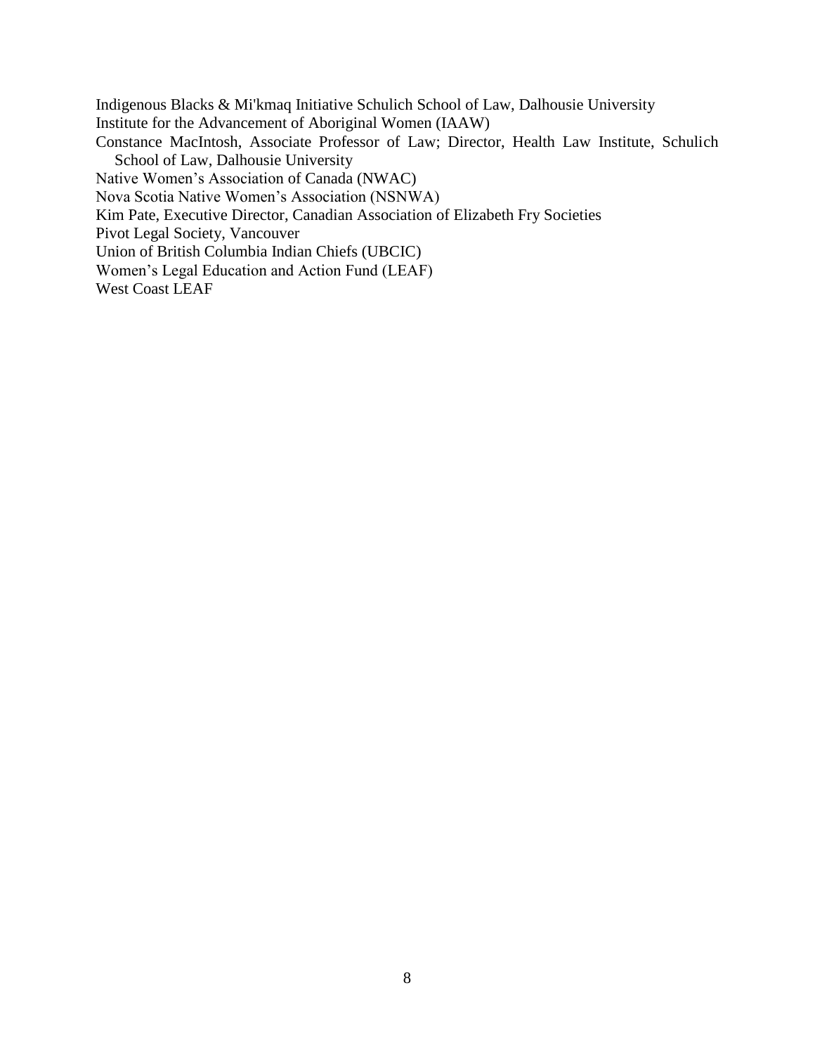Indigenous Blacks & Mi'kmaq Initiative Schulich School of Law, Dalhousie University
Institute for the Advancement of Aboriginal Women (IAAW)
Constance MacIntosh, Associate Professor of Law; Director, Health Law Institute, Schulich School of Law, Dalhousie University
Native Women's Association of Canada (NWAC)
Nova Scotia Native Women's Association (NSNWA)
Kim Pate, Executive Director, Canadian Association of Elizabeth Fry Societies
Pivot Legal Society, Vancouver
Union of British Columbia Indian Chiefs (UBCIC)
Women's Legal Education and Action Fund (LEAF)
West Coast LEAF